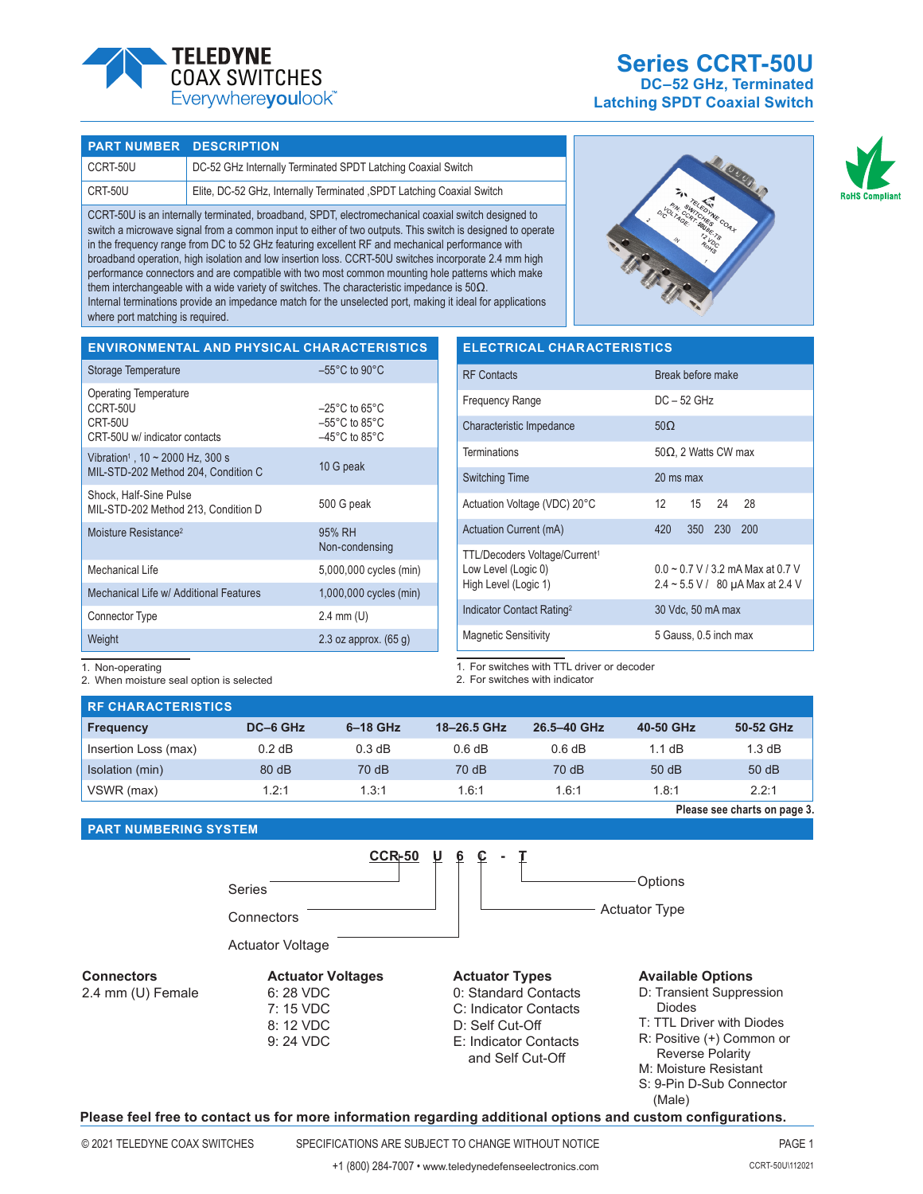# Series CCRT-50U

## DC–52 GHz, Terminated Latching SPDT Coaxial Switch

| PART NUMBER | DESCRIPTION |
|---|---|
| CCRT-50U | DC-52 GHz Internally Terminated SPDT Latching Coaxial Switch |
| CRT-50U | Elite, DC-52 GHz, Internally Terminated ,SPDT Latching Coaxial Switch |

CCRT-50U is an internally terminated, broadband, SPDT, electromechanical coaxial switch designed to switch a microwave signal from a common input to either of two outputs. This switch is designed to operate in the frequency range from DC to 52 GHz featuring excellent RF and mechanical performance with broadband operation, high isolation and low insertion loss. CCRT-50U switches incorporate 2.4 mm high performance connectors and are compatible with two most common mounting hole patterns which make them interchangeable with a wide variety of switches. The characteristic impedance is 50Ω.
Internal terminations provide an impedance match for the unselected port, making it ideal for applications where port matching is required.

RoHS Compliant

## ENVIRONMENTAL AND PHYSICAL CHARACTERISTICS

| | |
|---|---|
| Storage Temperature | –55°C to 90°C |
| Operating Temperature<br>CCRT-50U<br>CRT-50U<br>CRT-50U w/ indicator contacts | <br>–25°C to 65°C<br>–55°C to 85°C<br>–45°C to 85°C |
| Vibration[1] , 10 ~ 2000 Hz, 300 s<br>MIL-STD-202 Method 204, Condition C | 10 G peak |
| Shock, Half-Sine Pulse<br>MIL-STD-202 Method 213, Condition D | 500 G peak |
| Moisture Resistance[2] | 95% RH<br>Non-condensing |
| Mechanical Life | 5,000,000 cycles (min) |
| Mechanical Life w/ Additional Features | 1,000,000 cycles (min) |
| Connector Type | 2.4 mm (U) |
| Weight | 2.3 oz approx. (65 g) |

1. Non-operating
2. When moisture seal option is selected

## ELECTRICAL CHARACTERISTICS

| | |
|---|---|
| RF Contacts | Break before make |
| Frequency Range | DC – 52 GHz |
| Characteristic Impedance | 50Ω |
| Terminations | 50Ω, 2 Watts CW max |
| Switching Time | 20 ms max |
| Actuation Voltage (VDC) 20°C | 12 15 24 28 |
| Actuation Current (mA) | 420 350 230 200 |
| TTL/Decoders Voltage/Current[1]<br>Low Level (Logic 0)<br>High Level (Logic 1) | <br>0.0 ~ 0.7 V / 3.2 mA Max at 0.7 V<br>2.4 ~ 5.5 V / 80 μA Max at 2.4 V |
| Indicator Contact Rating[2] | 30 Vdc, 50 mA max |
| Magnetic Sensitivity | 5 Gauss, 0.5 inch max |

1. For switches with TTL driver or decoder
2. For switches with indicator

## RF CHARACTERISTICS

| Frequency | DC–6 GHz | 6–18 GHz | 18–26.5 GHz | 26.5–40 GHz | 40-50 GHz | 50-52 GHz |
|---|---|---|---|---|---|---|
| Insertion Loss (max) | 0.2 dB | 0.3 dB | 0.6 dB | 0.6 dB | 1.1 dB | 1.3 dB |
| Isolation (min) | 80 dB | 70 dB | 70 dB | 70 dB | 50 dB | 50 dB |
| VSWR (max) | 1.2:1 | 1.3:1 | 1.6:1 | 1.6:1 | 1.8:1 | 2.2:1 |

**Please see charts on page 3.**

## PART NUMBERING SYSTEM

**CCR-50 U 6 C - T**

- Series
- Connectors
- Actuator Voltage
- Actuator Type
- Options

**Connectors**
2.4 mm (U) Female

**Actuator Voltages**
6: 28 VDC
7: 15 VDC
8: 12 VDC
9: 24 VDC

**Actuator Types**
0: Standard Contacts
C: Indicator Contacts
D: Self Cut-Off
E: Indicator Contacts and Self Cut-Off

**Available Options**
D: Transient Suppression Diodes
T: TTL Driver with Diodes
R: Positive (+) Common or Reverse Polarity
M: Moisture Resistant
S: 9-Pin D-Sub Connector (Male)

**Please feel free to contact us for more information regarding additional options and custom configurations.**

© 2021 TELEDYNE COAX SWITCHES SPECIFICATIONS ARE SUBJECT TO CHANGE WITHOUT NOTICE

+1 (800) 284-7007 • www.teledynedefenseelectronics.com

CCRT-50U\112021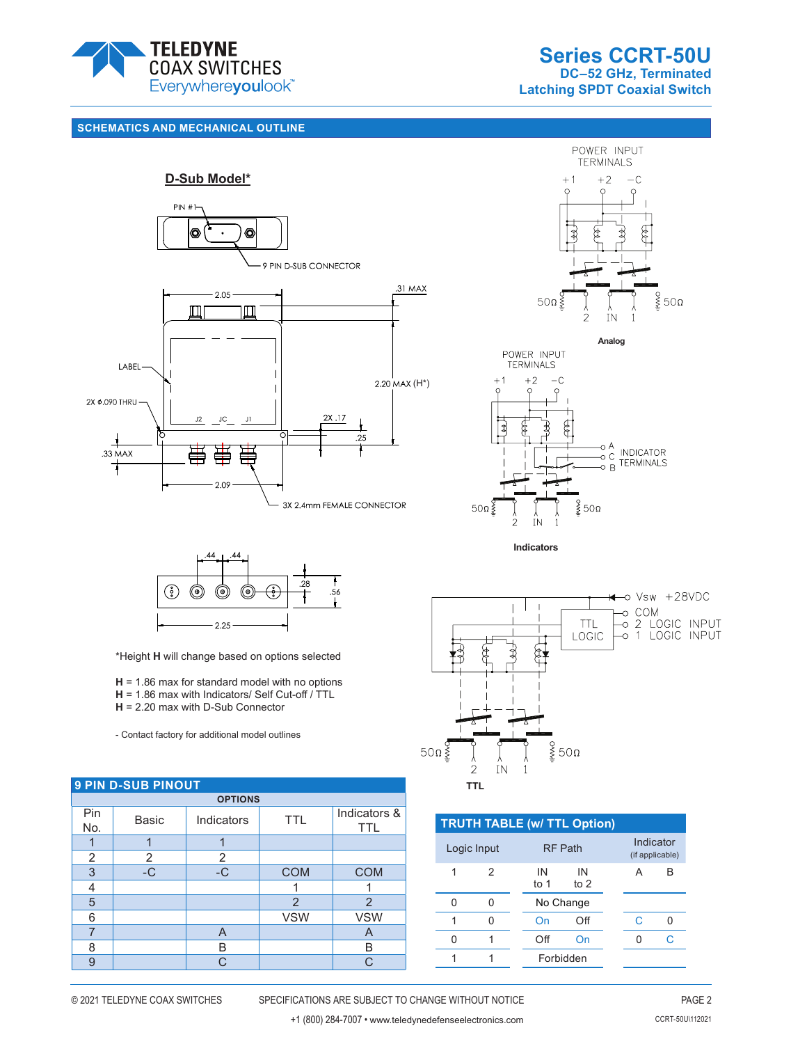**Series CCRT-50U**
**DC–52 GHz, Terminated**
**Latching SPDT Coaxial Switch**

## SCHEMATICS AND MECHANICAL OUTLINE

**D-Sub Model***

PIN #1

9 PIN D-SUB CONNECTOR

2.05

.31 MAX

LABEL

2.20 MAX (H*)

2X ϕ.090 THRU

J2 JC J1

2X .17

.25

.33 MAX

2.09

3X 2.4mm FEMALE CONNECTOR

.44 .44

.28

.56

2.25

*Height **H** will change based on options selected

**H** = 1.86 max for standard model with no options
**H** = 1.86 max with Indicators/ Self Cut-off / TTL
**H** = 2.20 max with D-Sub Connector

- Contact factory for additional model outlines

POWER INPUT TERMINALS
+1 +2 −C
50Ω 50Ω
2 IN 1

**Analog**

POWER INPUT TERMINALS
+1 +2 −C
A C B INDICATOR TERMINALS
50Ω 50Ω
2 IN 1

**Indicators**

Vsw +28VDC
COM
2 LOGIC INPUT
1 LOGIC INPUT
TTL LOGIC
50Ω 50Ω
2 IN 1

**TTL**

### 9 PIN D-SUB PINOUT

| Pin No. | OPTIONS: Basic | Indicators | TTL | Indicators & TTL |
|---|---|---|---|---|
| 1 | 1 | 1 | | |
| 2 | 2 | 2 | | |
| 3 | -C | -C | COM | COM |
| 4 | | | 1 | 1 |
| 5 | | | 2 | 2 |
| 6 | | | VSW | VSW |
| 7 | | A | | A |
| 8 | | B | | B |
| 9 | | C | | C |

### TRUTH TABLE (w/ TTL Option)

| Logic Input | | RF Path | | Indicator (if applicable) | |
|---|---|---|---|---|---|
| 1 | 2 | IN to 1 | IN to 2 | A | B |
| 0 | 0 | No Change | | | |
| 1 | 0 | On | Off | C | 0 |
| 0 | 1 | Off | On | 0 | C |
| 1 | 1 | Forbidden | | | |

© 2021 TELEDYNE COAX SWITCHES SPECIFICATIONS ARE SUBJECT TO CHANGE WITHOUT NOTICE
+1 (800) 284-7007 • www.teledynedefenseelectronics.com CCRT-50U\112021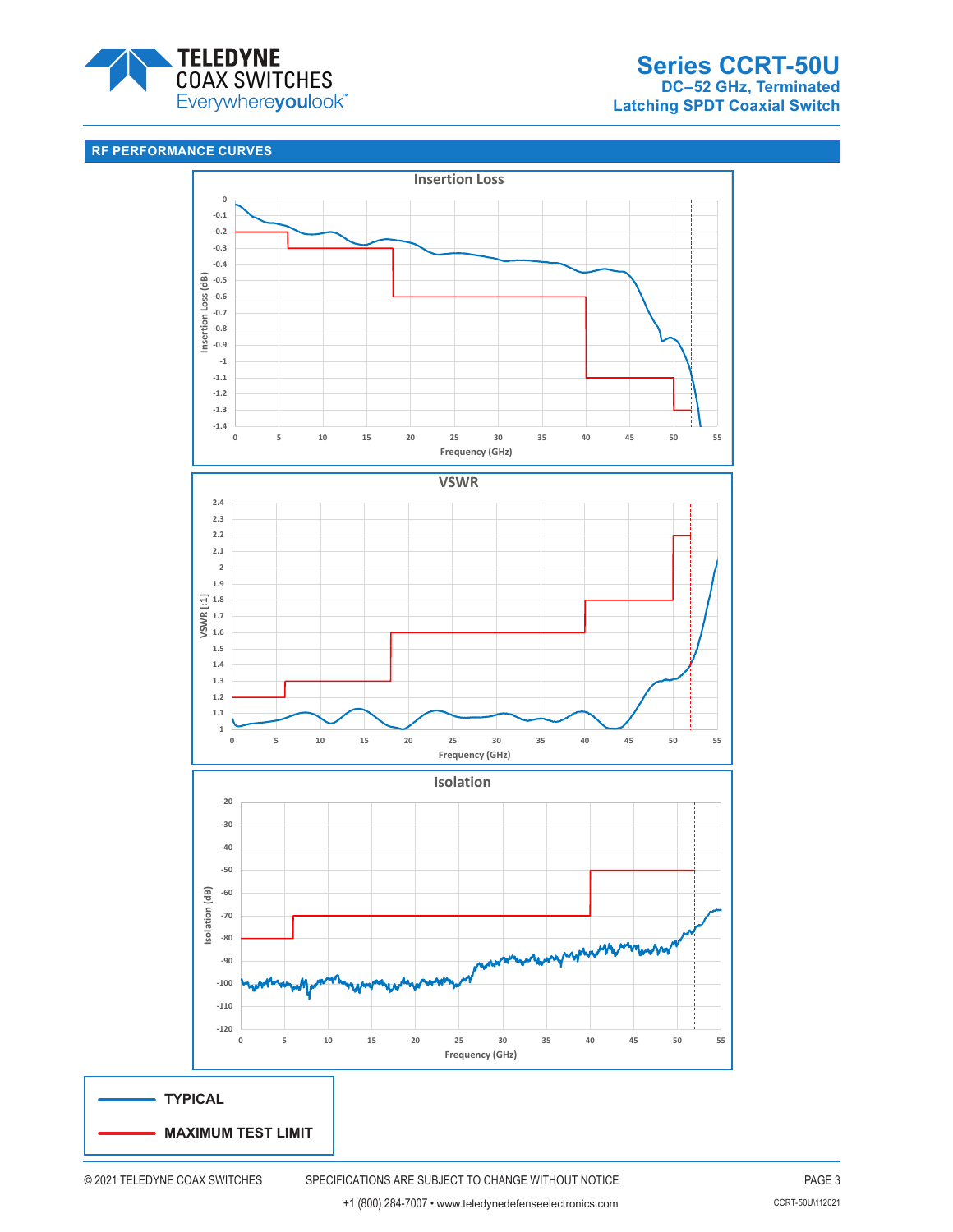## RF PERFORMANCE CURVES

### Insertion Loss

Insertion Loss (dB) vs. Frequency (GHz)

### VSWR

VSWR [:1] vs. Frequency (GHz)

### Isolation

Isolation (dB) vs. Frequency (GHz)

**TYPICAL**

**MAXIMUM TEST LIMIT**

© 2021 TELEDYNE COAX SWITCHES SPECIFICATIONS ARE SUBJECT TO CHANGE WITHOUT NOTICE

+1 (800) 284-7007 • www.teledynedefenseelectronics.com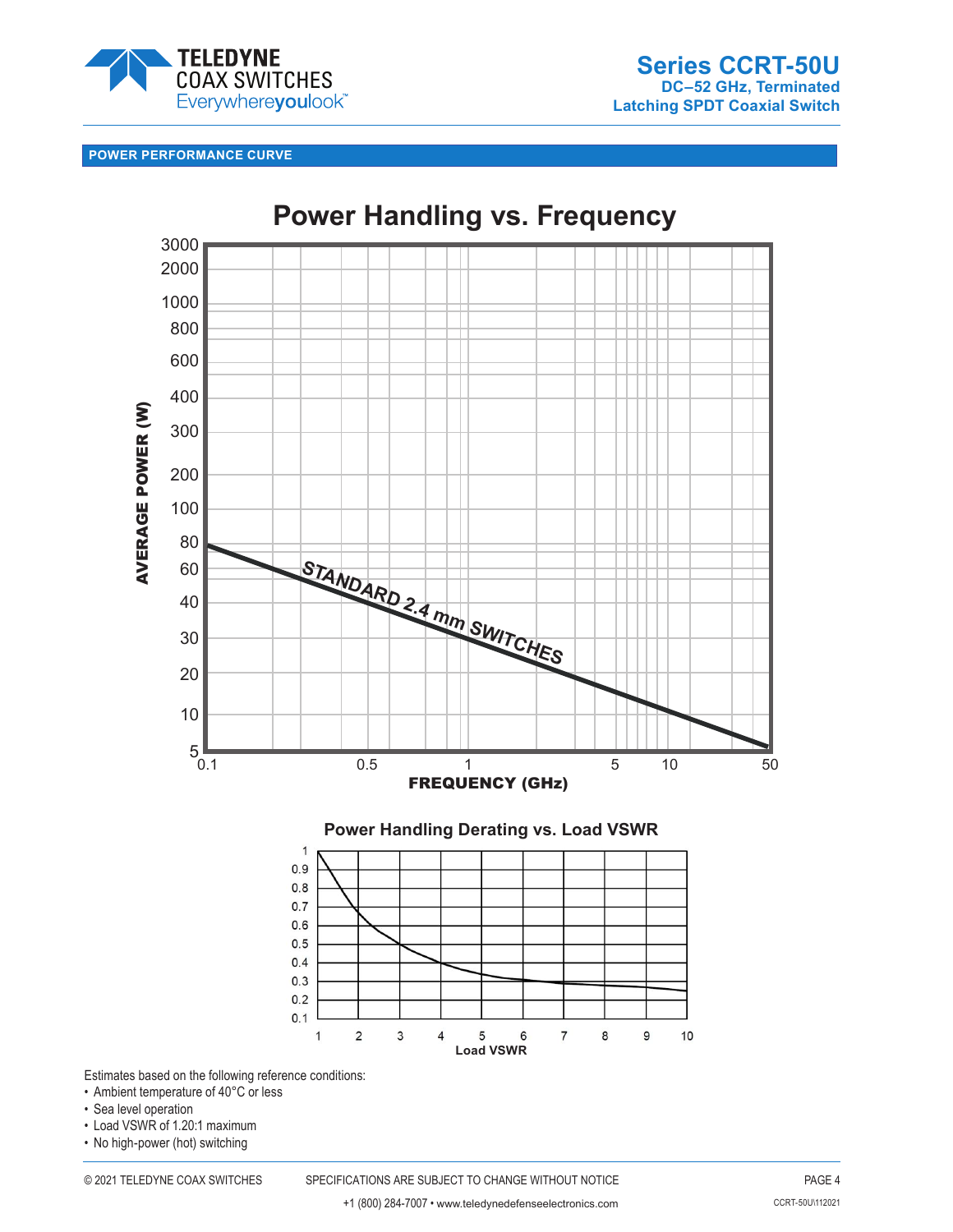## POWER PERFORMANCE CURVE

**Power Handling vs. Frequency**

**Power Handling Derating vs. Load VSWR**

Estimates based on the following reference conditions:

- Ambient temperature of 40°C or less
- Sea level operation
- Load VSWR of 1.20:1 maximum
- No high-power (hot) switching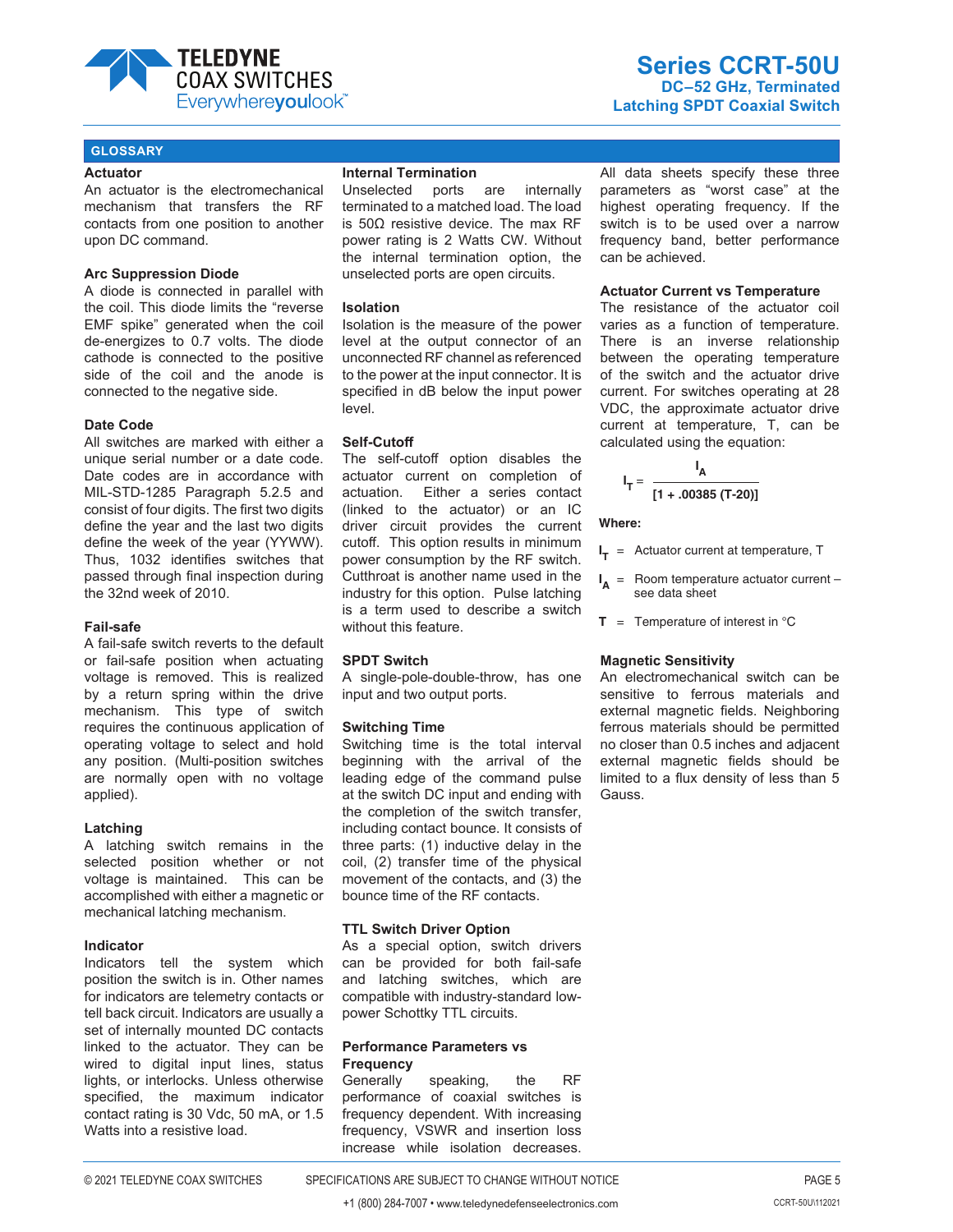## GLOSSARY

### Actuator

An actuator is the electromechanical mechanism that transfers the RF contacts from one position to another upon DC command.

### Arc Suppression Diode

A diode is connected in parallel with the coil. This diode limits the "reverse EMF spike" generated when the coil de-energizes to 0.7 volts. The diode cathode is connected to the positive side of the coil and the anode is connected to the negative side.

### Date Code

All switches are marked with either a unique serial number or a date code. Date codes are in accordance with MIL-STD-1285 Paragraph 5.2.5 and consist of four digits. The first two digits define the year and the last two digits define the week of the year (YYWW). Thus, 1032 identifies switches that passed through final inspection during the 32nd week of 2010.

### Fail-safe

A fail-safe switch reverts to the default or fail-safe position when actuating voltage is removed. This is realized by a return spring within the drive mechanism. This type of switch requires the continuous application of operating voltage to select and hold any position. (Multi-position switches are normally open with no voltage applied).

### Latching

A latching switch remains in the selected position whether or not voltage is maintained. This can be accomplished with either a magnetic or mechanical latching mechanism.

### Indicator

Indicators tell the system which position the switch is in. Other names for indicators are telemetry contacts or tell back circuit. Indicators are usually a set of internally mounted DC contacts linked to the actuator. They can be wired to digital input lines, status lights, or interlocks. Unless otherwise specified, the maximum indicator contact rating is 30 Vdc, 50 mA, or 1.5 Watts into a resistive load.

### Internal Termination

Unselected ports are internally terminated to a matched load. The load is 50Ω resistive device. The max RF power rating is 2 Watts CW. Without the internal termination option, the unselected ports are open circuits.

### Isolation

Isolation is the measure of the power level at the output connector of an unconnected RF channel as referenced to the power at the input connector. It is specified in dB below the input power level.

### Self-Cutoff

The self-cutoff option disables the actuator current on completion of actuation. Either a series contact (linked to the actuator) or an IC driver circuit provides the current cutoff. This option results in minimum power consumption by the RF switch. Cutthroat is another name used in the industry for this option. Pulse latching is a term used to describe a switch without this feature.

### SPDT Switch

A single-pole-double-throw, has one input and two output ports.

### Switching Time

Switching time is the total interval beginning with the arrival of the leading edge of the command pulse at the switch DC input and ending with the completion of the switch transfer, including contact bounce. It consists of three parts: (1) inductive delay in the coil, (2) transfer time of the physical movement of the contacts, and (3) the bounce time of the RF contacts.

### TTL Switch Driver Option

As a special option, switch drivers can be provided for both fail-safe and latching switches, which are compatible with industry-standard low-power Schottky TTL circuits.

### Performance Parameters vs Frequency

Generally speaking, the RF performance of coaxial switches is frequency dependent. With increasing frequency, VSWR and insertion loss increase while isolation decreases. All data sheets specify these three parameters as "worst case" at the highest operating frequency. If the switch is to be used over a narrow frequency band, better performance can be achieved.

### Actuator Current vs Temperature

The resistance of the actuator coil varies as a function of temperature. There is an inverse relationship between the operating temperature of the switch and the actuator drive current. For switches operating at 28 VDC, the approximate actuator drive current at temperature, T, can be calculated using the equation:

$$I_T = \frac{I_A}{[1 + .00385\,(T-20)]}$$

**Where:**

$I_T$ = Actuator current at temperature, T

$I_A$ = Room temperature actuator current – see data sheet

$T$ = Temperature of interest in °C

### Magnetic Sensitivity

An electromechanical switch can be sensitive to ferrous materials and external magnetic fields. Neighboring ferrous materials should be permitted no closer than 0.5 inches and adjacent external magnetic fields should be limited to a flux density of less than 5 Gauss.